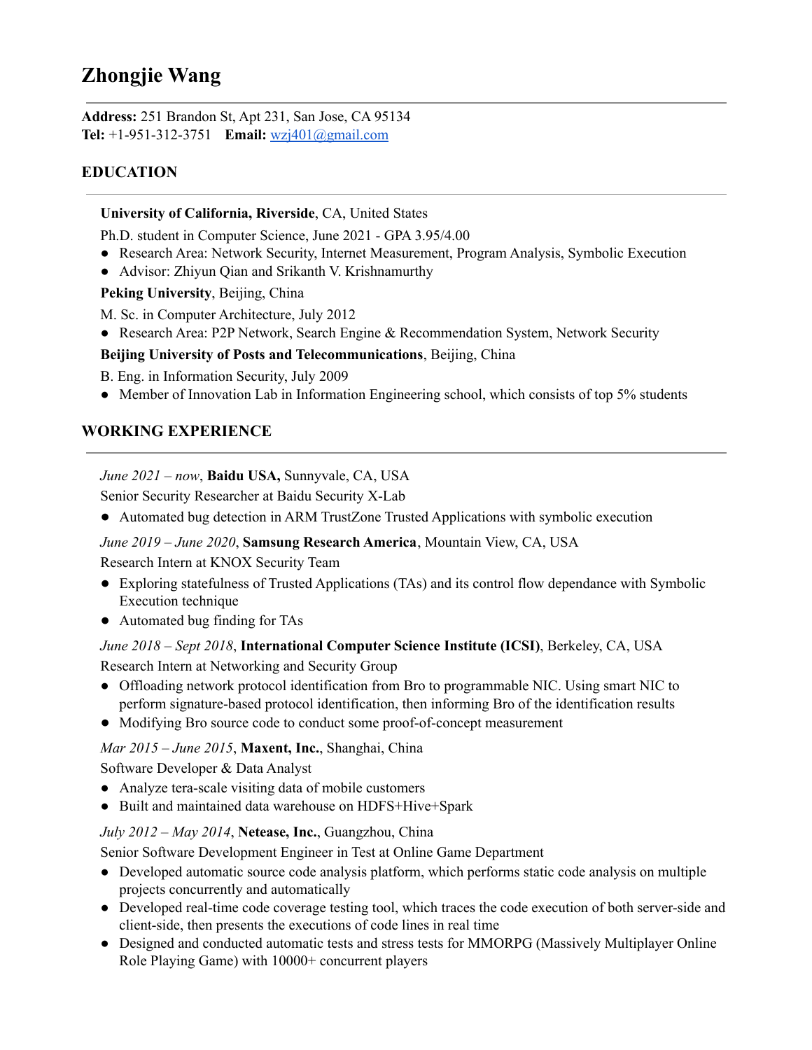# Zhongjie Wang

**Address:** 251 Brandon St, Apt 231, San Jose, CA 95134
**Tel:** +1-951-312-3751 **Email:** wzj401@gmail.com

## EDUCATION

**University of California, Riverside**, CA, United States

Ph.D. student in Computer Science, June 2021 - GPA 3.95/4.00

- Research Area: Network Security, Internet Measurement, Program Analysis, Symbolic Execution
- Advisor: Zhiyun Qian and Srikanth V. Krishnamurthy

**Peking University**, Beijing, China

M. Sc. in Computer Architecture, July 2012

- Research Area: P2P Network, Search Engine & Recommendation System, Network Security

**Beijing University of Posts and Telecommunications**, Beijing, China

B. Eng. in Information Security, July 2009

- Member of Innovation Lab in Information Engineering school, which consists of top 5% students

## WORKING EXPERIENCE

*June 2021 – now*, **Baidu USA,** Sunnyvale, CA, USA

Senior Security Researcher at Baidu Security X-Lab

- Automated bug detection in ARM TrustZone Trusted Applications with symbolic execution

*June 2019 – June 2020*, **Samsung Research America**, Mountain View, CA, USA

Research Intern at KNOX Security Team

- Exploring statefulness of Trusted Applications (TAs) and its control flow dependance with Symbolic Execution technique
- Automated bug finding for TAs

*June 2018 – Sept 2018*, **International Computer Science Institute (ICSI)**, Berkeley, CA, USA

Research Intern at Networking and Security Group

- Offloading network protocol identification from Bro to programmable NIC. Using smart NIC to perform signature-based protocol identification, then informing Bro of the identification results
- Modifying Bro source code to conduct some proof-of-concept measurement

*Mar 2015 – June 2015*, **Maxent, Inc.**, Shanghai, China

Software Developer & Data Analyst

- Analyze tera-scale visiting data of mobile customers
- Built and maintained data warehouse on HDFS+Hive+Spark

*July 2012 – May 2014*, **Netease, Inc.**, Guangzhou, China

Senior Software Development Engineer in Test at Online Game Department

- Developed automatic source code analysis platform, which performs static code analysis on multiple projects concurrently and automatically
- Developed real-time code coverage testing tool, which traces the code execution of both server-side and client-side, then presents the executions of code lines in real time
- Designed and conducted automatic tests and stress tests for MMORPG (Massively Multiplayer Online Role Playing Game) with 10000+ concurrent players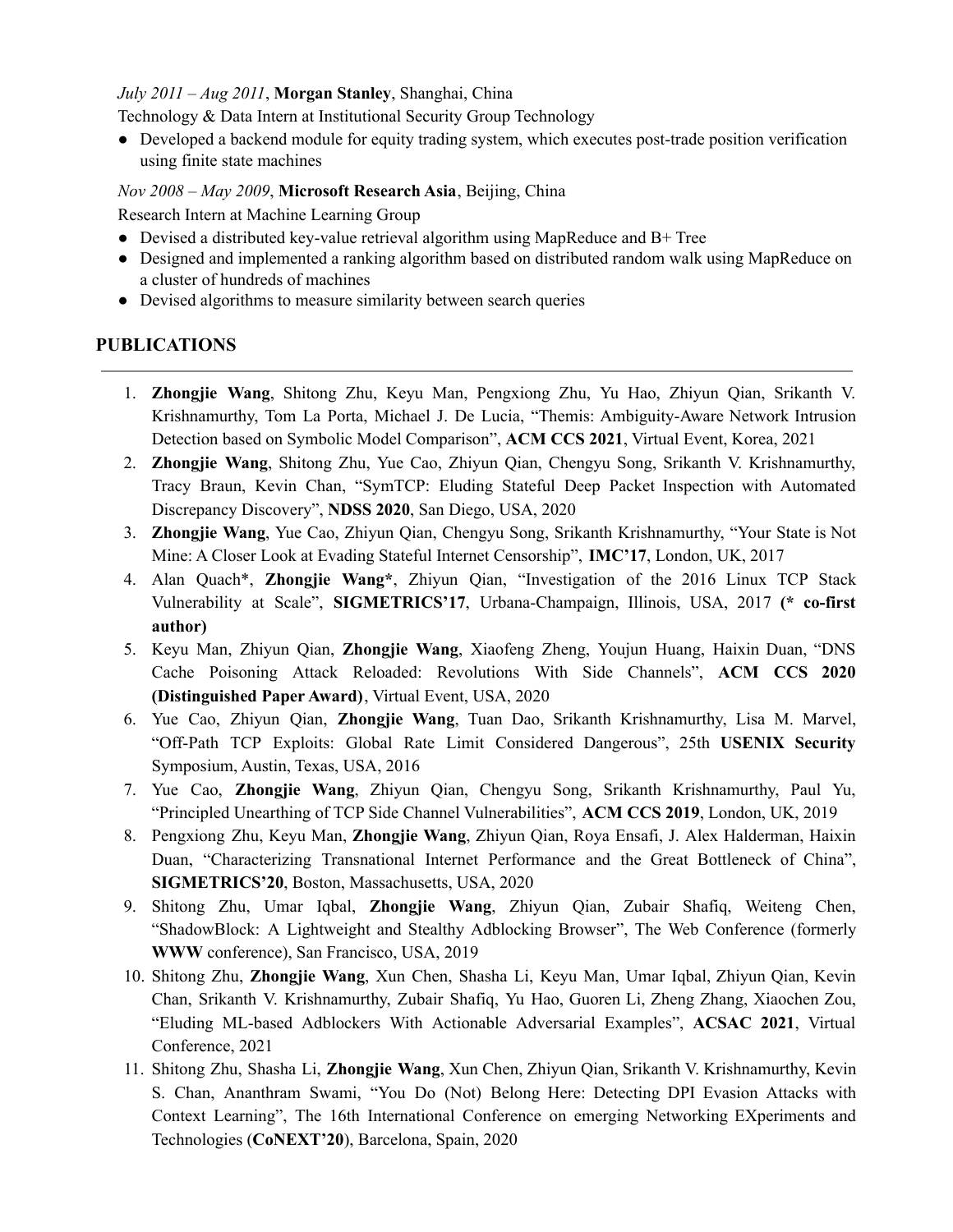*July 2011 – Aug 2011*, **Morgan Stanley**, Shanghai, China

Technology & Data Intern at Institutional Security Group Technology

- Developed a backend module for equity trading system, which executes post-trade position verification using finite state machines

*Nov 2008 – May 2009*, **Microsoft Research Asia**, Beijing, China

Research Intern at Machine Learning Group

- Devised a distributed key-value retrieval algorithm using MapReduce and B+ Tree
- Designed and implemented a ranking algorithm based on distributed random walk using MapReduce on a cluster of hundreds of machines
- Devised algorithms to measure similarity between search queries

## PUBLICATIONS

1. **Zhongjie Wang**, Shitong Zhu, Keyu Man, Pengxiong Zhu, Yu Hao, Zhiyun Qian, Srikanth V. Krishnamurthy, Tom La Porta, Michael J. De Lucia, "Themis: Ambiguity-Aware Network Intrusion Detection based on Symbolic Model Comparison", **ACM CCS 2021**, Virtual Event, Korea, 2021
2. **Zhongjie Wang**, Shitong Zhu, Yue Cao, Zhiyun Qian, Chengyu Song, Srikanth V. Krishnamurthy, Tracy Braun, Kevin Chan, "SymTCP: Eluding Stateful Deep Packet Inspection with Automated Discrepancy Discovery", **NDSS 2020**, San Diego, USA, 2020
3. **Zhongjie Wang**, Yue Cao, Zhiyun Qian, Chengyu Song, Srikanth Krishnamurthy, "Your State is Not Mine: A Closer Look at Evading Stateful Internet Censorship", **IMC'17**, London, UK, 2017
4. Alan Quach*, **Zhongjie Wang***, Zhiyun Qian, "Investigation of the 2016 Linux TCP Stack Vulnerability at Scale", **SIGMETRICS'17**, Urbana-Champaign, Illinois, USA, 2017 **(* co-first author)**
5. Keyu Man, Zhiyun Qian, **Zhongjie Wang**, Xiaofeng Zheng, Youjun Huang, Haixin Duan, "DNS Cache Poisoning Attack Reloaded: Revolutions With Side Channels", **ACM CCS 2020 (Distinguished Paper Award)**, Virtual Event, USA, 2020
6. Yue Cao, Zhiyun Qian, **Zhongjie Wang**, Tuan Dao, Srikanth Krishnamurthy, Lisa M. Marvel, "Off-Path TCP Exploits: Global Rate Limit Considered Dangerous", 25th **USENIX Security** Symposium, Austin, Texas, USA, 2016
7. Yue Cao, **Zhongjie Wang**, Zhiyun Qian, Chengyu Song, Srikanth Krishnamurthy, Paul Yu, "Principled Unearthing of TCP Side Channel Vulnerabilities", **ACM CCS 2019**, London, UK, 2019
8. Pengxiong Zhu, Keyu Man, **Zhongjie Wang**, Zhiyun Qian, Roya Ensafi, J. Alex Halderman, Haixin Duan, "Characterizing Transnational Internet Performance and the Great Bottleneck of China", **SIGMETRICS'20**, Boston, Massachusetts, USA, 2020
9. Shitong Zhu, Umar Iqbal, **Zhongjie Wang**, Zhiyun Qian, Zubair Shafiq, Weiteng Chen, "ShadowBlock: A Lightweight and Stealthy Adblocking Browser", The Web Conference (formerly **WWW** conference), San Francisco, USA, 2019
10. Shitong Zhu, **Zhongjie Wang**, Xun Chen, Shasha Li, Keyu Man, Umar Iqbal, Zhiyun Qian, Kevin Chan, Srikanth V. Krishnamurthy, Zubair Shafiq, Yu Hao, Guoren Li, Zheng Zhang, Xiaochen Zou, "Eluding ML-based Adblockers With Actionable Adversarial Examples", **ACSAC 2021**, Virtual Conference, 2021
11. Shitong Zhu, Shasha Li, **Zhongjie Wang**, Xun Chen, Zhiyun Qian, Srikanth V. Krishnamurthy, Kevin S. Chan, Ananthram Swami, "You Do (Not) Belong Here: Detecting DPI Evasion Attacks with Context Learning", The 16th International Conference on emerging Networking EXperiments and Technologies (**CoNEXT'20**), Barcelona, Spain, 2020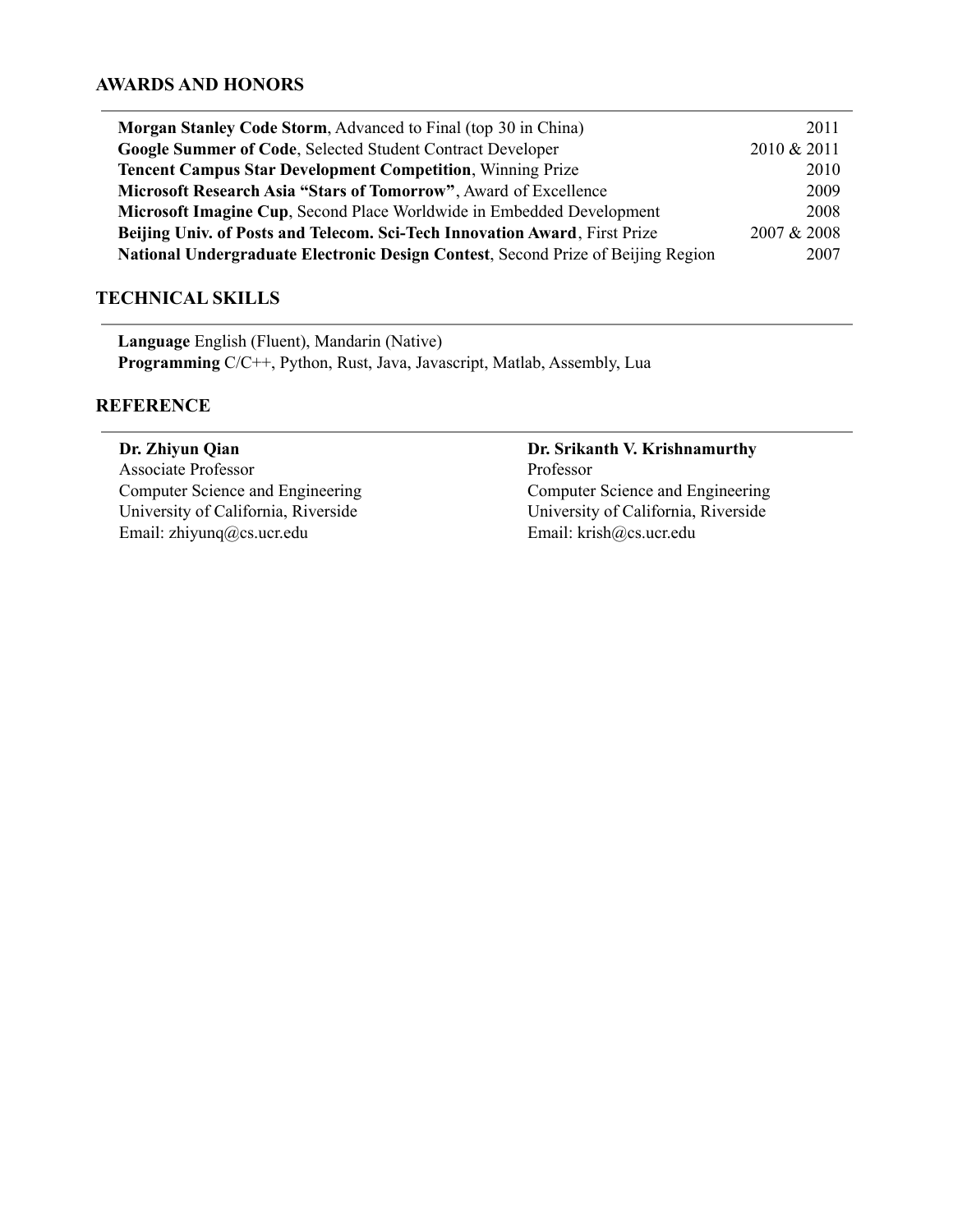## AWARDS AND HONORS

| | |
|---|---|
| **Morgan Stanley Code Storm**, Advanced to Final (top 30 in China) | 2011 |
| **Google Summer of Code**, Selected Student Contract Developer | 2010 & 2011 |
| **Tencent Campus Star Development Competition**, Winning Prize | 2010 |
| **Microsoft Research Asia "Stars of Tomorrow"**, Award of Excellence | 2009 |
| **Microsoft Imagine Cup**, Second Place Worldwide in Embedded Development | 2008 |
| **Beijing Univ. of Posts and Telecom. Sci-Tech Innovation Award**, First Prize | 2007 & 2008 |
| **National Undergraduate Electronic Design Contest**, Second Prize of Beijing Region | 2007 |

## TECHNICAL SKILLS

**Language** English (Fluent), Mandarin (Native)
**Programming** C/C++, Python, Rust, Java, Javascript, Matlab, Assembly, Lua

## REFERENCE

**Dr. Zhiyun Qian**
Associate Professor
Computer Science and Engineering
University of California, Riverside
Email: zhiyunq@cs.ucr.edu

**Dr. Srikanth V. Krishnamurthy**
Professor
Computer Science and Engineering
University of California, Riverside
Email: krish@cs.ucr.edu